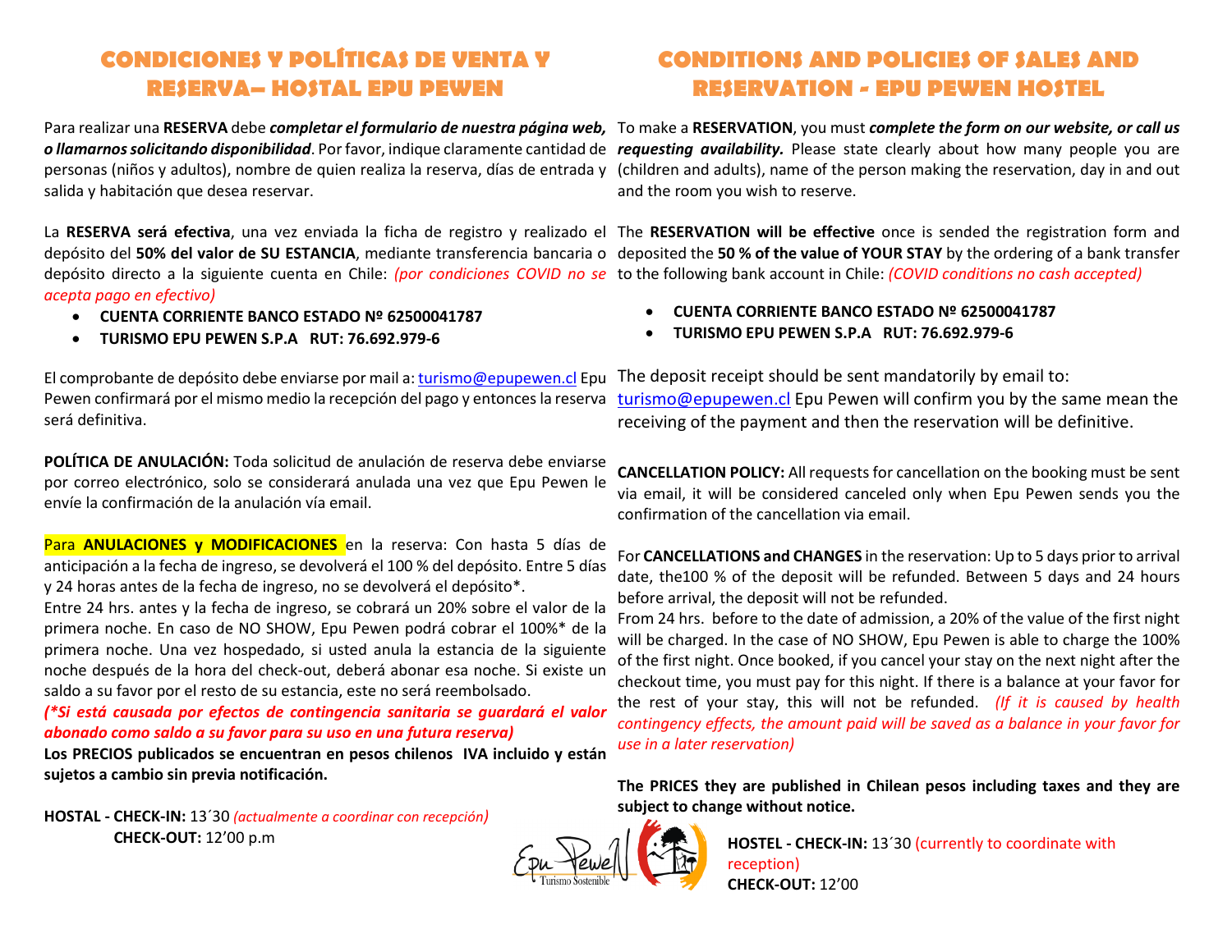# CONDICIONES Y POLÍTICAS DE VENTA Y RESERVA– HOSTAL EPU PEWEN

Para realizar una **RESERVA** debe ***completar el formulario de nuestra página web, o llamarnos solicitando disponibilidad***. Por favor, indique claramente cantidad de personas (niños y adultos), nombre de quien realiza la reserva, días de entrada y salida y habitación que desea reservar.

La **RESERVA será efectiva**, una vez enviada la ficha de registro y realizado el depósito del **50% del valor de SU ESTANCIA**, mediante transferencia bancaria o depósito directo a la siguiente cuenta en Chile: *(por condiciones COVID no se acepta pago en efectivo)*

- **CUENTA CORRIENTE BANCO ESTADO Nº 62500041787**
- **TURISMO EPU PEWEN S.P.A RUT: 76.692.979-6**

El comprobante de depósito debe enviarse por mail a: turismo@epupewen.cl Epu Pewen confirmará por el mismo medio la recepción del pago y entonces la reserva será definitiva.

**POLÍTICA DE ANULACIÓN:** Toda solicitud de anulación de reserva debe enviarse por correo electrónico, solo se considerará anulada una vez que Epu Pewen le envíe la confirmación de la anulación vía email.

Para **ANULACIONES y MODIFICACIONES** en la reserva: Con hasta 5 días de anticipación a la fecha de ingreso, se devolverá el 100 % del depósito. Entre 5 días y 24 horas antes de la fecha de ingreso, no se devolverá el depósito*.
Entre 24 hrs. antes y la fecha de ingreso, se cobrará un 20% sobre el valor de la primera noche. En caso de NO SHOW, Epu Pewen podrá cobrar el 100%* de la primera noche. Una vez hospedado, si usted anula la estancia de la siguiente noche después de la hora del check-out, deberá abonar esa noche. Si existe un saldo a su favor por el resto de su estancia, este no será reembolsado.
***(*Si está causada por efectos de contingencia sanitaria se guardará el valor abonado como saldo a su favor para su uso en una futura reserva)***
**Los PRECIOS publicados se encuentran en pesos chilenos IVA incluido y están sujetos a cambio sin previa notificación.**

**HOSTAL - CHECK-IN:** 13´30 *(actualmente a coordinar con recepción)*
**CHECK-OUT:** 12’00 p.m

# CONDITIONS AND POLICIES OF SALES AND RESERVATION - EPU PEWEN HOSTEL

To make a **RESERVATION**, you must ***complete the form on our website, or call us requesting availability.*** Please state clearly about how many people you are (children and adults), name of the person making the reservation, day in and out and the room you wish to reserve.

The **RESERVATION will be effective** once is sended the registration form and deposited the **50 % of the value of YOUR STAY** by the ordering of a bank transfer to the following bank account in Chile: *(COVID conditions no cash accepted)*

- **CUENTA CORRIENTE BANCO ESTADO Nº 62500041787**
- **TURISMO EPU PEWEN S.P.A RUT: 76.692.979-6**

The deposit receipt should be sent mandatorily by email to: turismo@epupewen.cl Epu Pewen will confirm you by the same mean the receiving of the payment and then the reservation will be definitive.

**CANCELLATION POLICY:** All requests for cancellation on the booking must be sent via email, it will be considered canceled only when Epu Pewen sends you the confirmation of the cancellation via email.

For **CANCELLATIONS and CHANGES** in the reservation: Up to 5 days prior to arrival date, the100 % of the deposit will be refunded. Between 5 days and 24 hours before arrival, the deposit will not be refunded.
From 24 hrs. before to the date of admission, a 20% of the value of the first night will be charged. In the case of NO SHOW, Epu Pewen is able to charge the 100% of the first night. Once booked, if you cancel your stay on the next night after the checkout time, you must pay for this night. If there is a balance at your favor for the rest of your stay, this will not be refunded. *(If it is caused by health contingency effects, the amount paid will be saved as a balance in your favor for use in a later reservation)*

**The PRICES they are published in Chilean pesos including taxes and they are subject to change without notice.**

Epu Pewen Turismo Sostenible

**HOSTEL - CHECK-IN:** 13´30 (currently to coordinate with reception)
**CHECK-OUT:** 12’00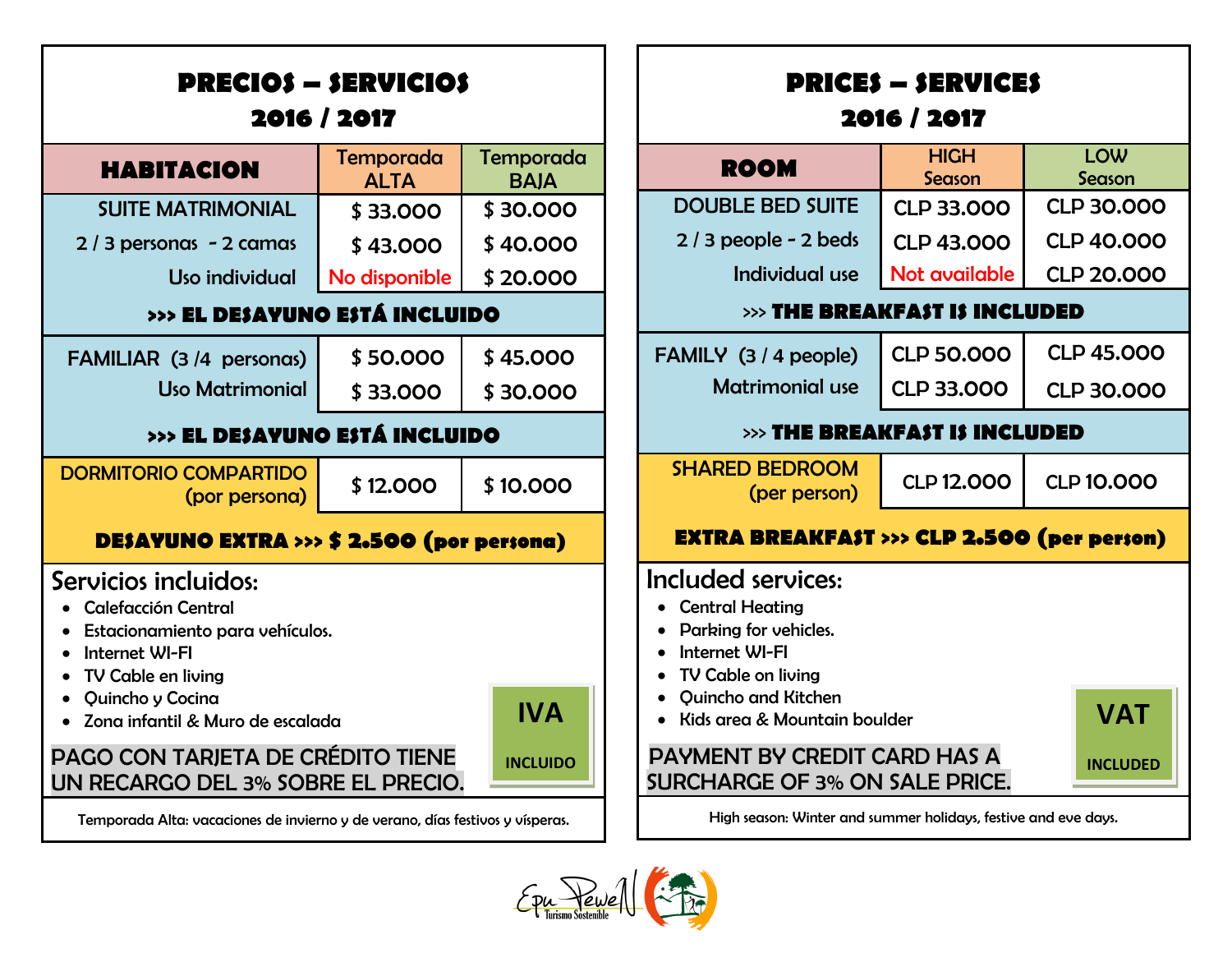# PRECIOS – SERVICIOS
## 2016 / 2017

| HABITACION | Temporada ALTA | Temporada BAJA |
|---|---|---|
| SUITE MATRIMONIAL | $ 33.000 | $ 30.000 |
| 2 / 3 personas - 2 camas | $ 43.000 | $ 40.000 |
| Uso individual | No disponible | $ 20.000 |
| **>>> EL DESAYUNO ESTÁ INCLUIDO** | | |
| FAMILIAR (3 /4 personas) | $ 50.000 | $ 45.000 |
| Uso Matrimonial | $ 33.000 | $ 30.000 |
| **>>> EL DESAYUNO ESTÁ INCLUIDO** | | |
| DORMITORIO COMPARTIDO (por persona) | $ 12.000 | $ 10.000 |
| **DESAYUNO EXTRA >>> $ 2.500 (por persona)** | | |

### Servicios incluidos:

- Calefacción Central
- Estacionamiento para vehículos.
- Internet WI-FI
- TV Cable en living
- Quincho y Cocina
- Zona infantil & Muro de escalada

**IVA INCLUIDO**

PAGO CON TARJETA DE CRÉDITO TIENE UN RECARGO DEL 3% SOBRE EL PRECIO.

Temporada Alta: vacaciones de invierno y de verano, días festivos y vísperas.

# PRICES – SERVICES
## 2016 / 2017

| ROOM | HIGH Season | LOW Season |
|---|---|---|
| DOUBLE BED SUITE | CLP 33.000 | CLP 30.000 |
| 2 / 3 people - 2 beds | CLP 43.000 | CLP 40.000 |
| Individual use | Not available | CLP 20.000 |
| **>>> THE BREAKFAST IS INCLUDED** | | |
| FAMILY (3 / 4 people) | CLP 50.000 | CLP 45.000 |
| Matrimonial use | CLP 33.000 | CLP 30.000 |
| **>>> THE BREAKFAST IS INCLUDED** | | |
| SHARED BEDROOM (per person) | CLP 12.000 | CLP 10.000 |
| **EXTRA BREAKFAST >>> CLP 2.500 (per person)** | | |

### Included services:

- Central Heating
- Parking for vehicles.
- Internet WI-FI
- TV Cable on living
- Quincho and Kitchen
- Kids area & Mountain boulder

**VAT INCLUDED**

PAYMENT BY CREDIT CARD HAS A SURCHARGE OF 3% ON SALE PRICE.

High season: Winter and summer holidays, festive and eve days.

Epu PeweN Turismo Sostenible